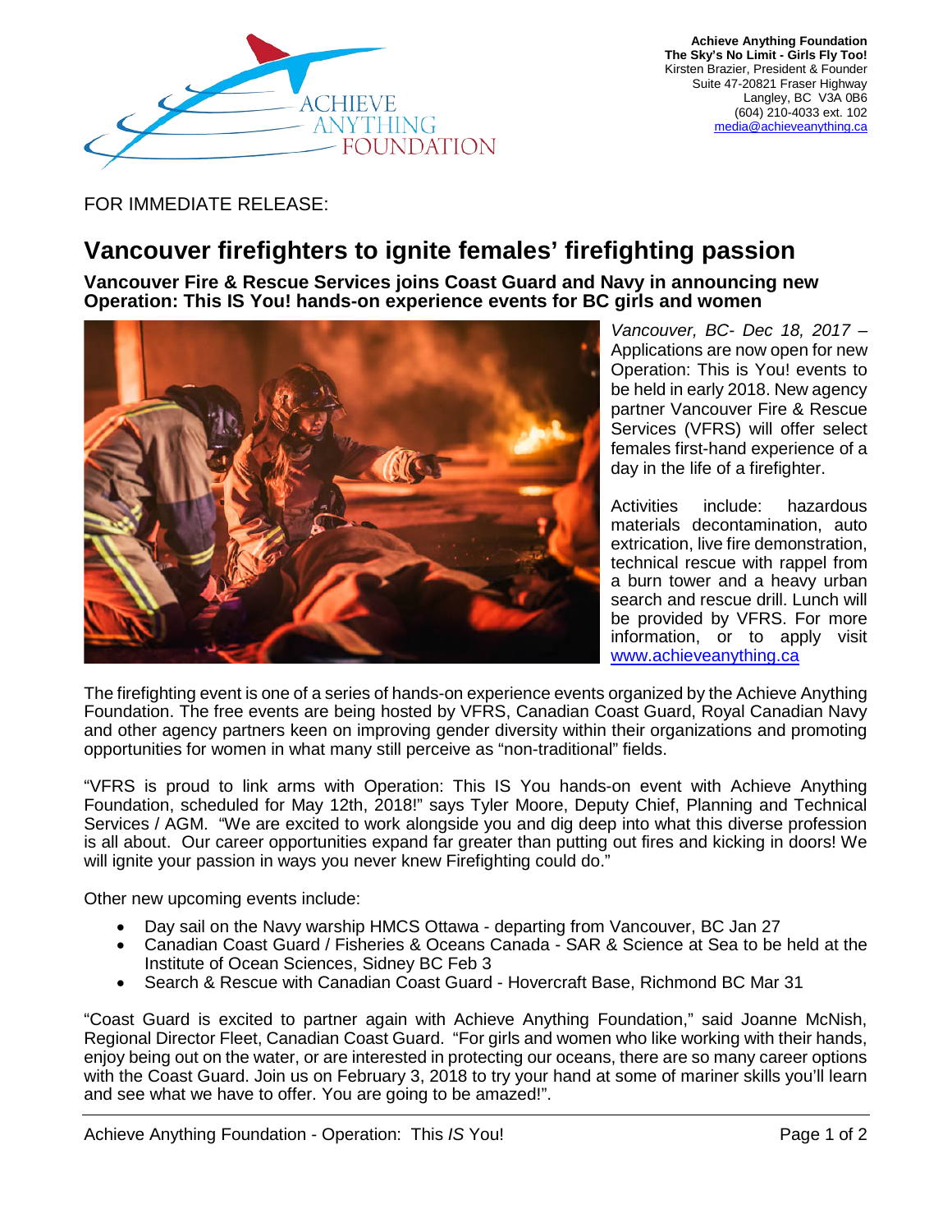**Achieve Anything Foundation**
**The Sky's No Limit - Girls Fly Too!**
Kirsten Brazier, President & Founder
Suite 47-20821 Fraser Highway
Langley, BC V3A 0B6
(604) 210-4033 ext. 102
media@achieveanything.ca

FOR IMMEDIATE RELEASE:

# Vancouver firefighters to ignite females' firefighting passion

**Vancouver Fire & Rescue Services joins Coast Guard and Navy in announcing new Operation: This IS You! hands-on experience events for BC girls and women**

*Vancouver, BC- Dec 18, 2017* – Applications are now open for new Operation: This is You! events to be held in early 2018. New agency partner Vancouver Fire & Rescue Services (VFRS) will offer select females first-hand experience of a day in the life of a firefighter.

Activities include: hazardous materials decontamination, auto extrication, live fire demonstration, technical rescue with rappel from a burn tower and a heavy urban search and rescue drill. Lunch will be provided by VFRS. For more information, or to apply visit www.achieveanything.ca

The firefighting event is one of a series of hands-on experience events organized by the Achieve Anything Foundation. The free events are being hosted by VFRS, Canadian Coast Guard, Royal Canadian Navy and other agency partners keen on improving gender diversity within their organizations and promoting opportunities for women in what many still perceive as "non-traditional" fields.

"VFRS is proud to link arms with Operation: This IS You hands-on event with Achieve Anything Foundation, scheduled for May 12th, 2018!" says Tyler Moore, Deputy Chief, Planning and Technical Services / AGM. "We are excited to work alongside you and dig deep into what this diverse profession is all about. Our career opportunities expand far greater than putting out fires and kicking in doors! We will ignite your passion in ways you never knew Firefighting could do."

Other new upcoming events include:

- Day sail on the Navy warship HMCS Ottawa - departing from Vancouver, BC Jan 27
- Canadian Coast Guard / Fisheries & Oceans Canada - SAR & Science at Sea to be held at the Institute of Ocean Sciences, Sidney BC Feb 3
- Search & Rescue with Canadian Coast Guard - Hovercraft Base, Richmond BC Mar 31

"Coast Guard is excited to partner again with Achieve Anything Foundation," said Joanne McNish, Regional Director Fleet, Canadian Coast Guard. "For girls and women who like working with their hands, enjoy being out on the water, or are interested in protecting our oceans, there are so many career options with the Coast Guard. Join us on February 3, 2018 to try your hand at some of mariner skills you'll learn and see what we have to offer. You are going to be amazed!".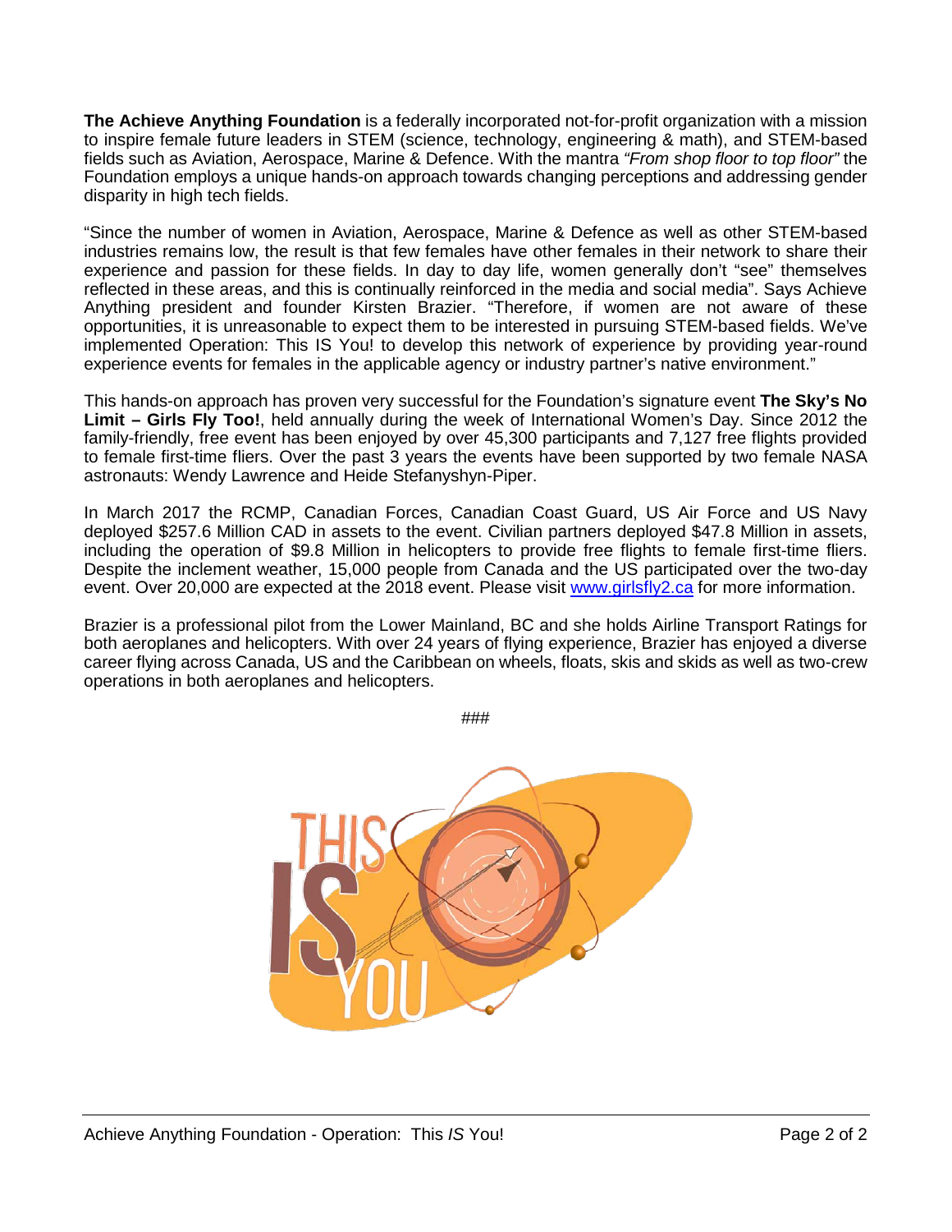**The Achieve Anything Foundation** is a federally incorporated not-for-profit organization with a mission to inspire female future leaders in STEM (science, technology, engineering & math), and STEM-based fields such as Aviation, Aerospace, Marine & Defence. With the mantra *"From shop floor to top floor"* the Foundation employs a unique hands-on approach towards changing perceptions and addressing gender disparity in high tech fields.

"Since the number of women in Aviation, Aerospace, Marine & Defence as well as other STEM-based industries remains low, the result is that few females have other females in their network to share their experience and passion for these fields. In day to day life, women generally don't "see" themselves reflected in these areas, and this is continually reinforced in the media and social media". Says Achieve Anything president and founder Kirsten Brazier. "Therefore, if women are not aware of these opportunities, it is unreasonable to expect them to be interested in pursuing STEM-based fields. We've implemented Operation: This IS You! to develop this network of experience by providing year-round experience events for females in the applicable agency or industry partner's native environment."

This hands-on approach has proven very successful for the Foundation's signature event **The Sky's No Limit – Girls Fly Too!**, held annually during the week of International Women's Day. Since 2012 the family-friendly, free event has been enjoyed by over 45,300 participants and 7,127 free flights provided to female first-time fliers. Over the past 3 years the events have been supported by two female NASA astronauts: Wendy Lawrence and Heide Stefanyshyn-Piper.

In March 2017 the RCMP, Canadian Forces, Canadian Coast Guard, US Air Force and US Navy deployed $257.6 Million CAD in assets to the event. Civilian partners deployed $47.8 Million in assets, including the operation of $9.8 Million in helicopters to provide free flights to female first-time fliers. Despite the inclement weather, 15,000 people from Canada and the US participated over the two-day event. Over 20,000 are expected at the 2018 event. Please visit www.girlsfly2.ca for more information.

Brazier is a professional pilot from the Lower Mainland, BC and she holds Airline Transport Ratings for both aeroplanes and helicopters. With over 24 years of flying experience, Brazier has enjoyed a diverse career flying across Canada, US and the Caribbean on wheels, floats, skis and skids as well as two-crew operations in both aeroplanes and helicopters.

###

THIS IS YOU